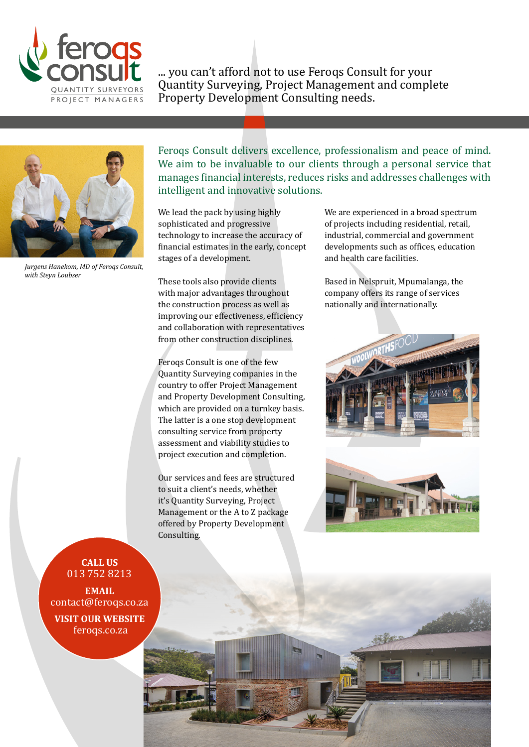feroqs consult

QUANTITY SURVEYORS
PROJECT MANAGERS

... you can't afford not to use Feroqs Consult for your Quantity Surveying, Project Management and complete Property Development Consulting needs.

*Jurgens Hanekom, MD of Feroqs Consult, with Steyn Loubser*

## Feroqs Consult delivers excellence, professionalism and peace of mind. We aim to be invaluable to our clients through a personal service that manages financial interests, reduces risks and addresses challenges with intelligent and innovative solutions.

We lead the pack by using highly sophisticated and progressive technology to increase the accuracy of financial estimates in the early, concept stages of a development.

These tools also provide clients with major advantages throughout the construction process as well as improving our effectiveness, efficiency and collaboration with representatives from other construction disciplines.

Feroqs Consult is one of the few Quantity Surveying companies in the country to offer Project Management and Property Development Consulting, which are provided on a turnkey basis. The latter is a one stop development consulting service from property assessment and viability studies to project execution and completion.

Our services and fees are structured to suit a client's needs, whether it's Quantity Surveying, Project Management or the A to Z package offered by Property Development Consulting.

We are experienced in a broad spectrum of projects including residential, retail, industrial, commercial and government developments such as offices, education and health care facilities.

Based in Nelspruit, Mpumalanga, the company offers its range of services nationally and internationally.

**CALL US**
013 752 8213

**EMAIL**
contact@feroqs.co.za

**VISIT OUR WEBSITE**
feroqs.co.za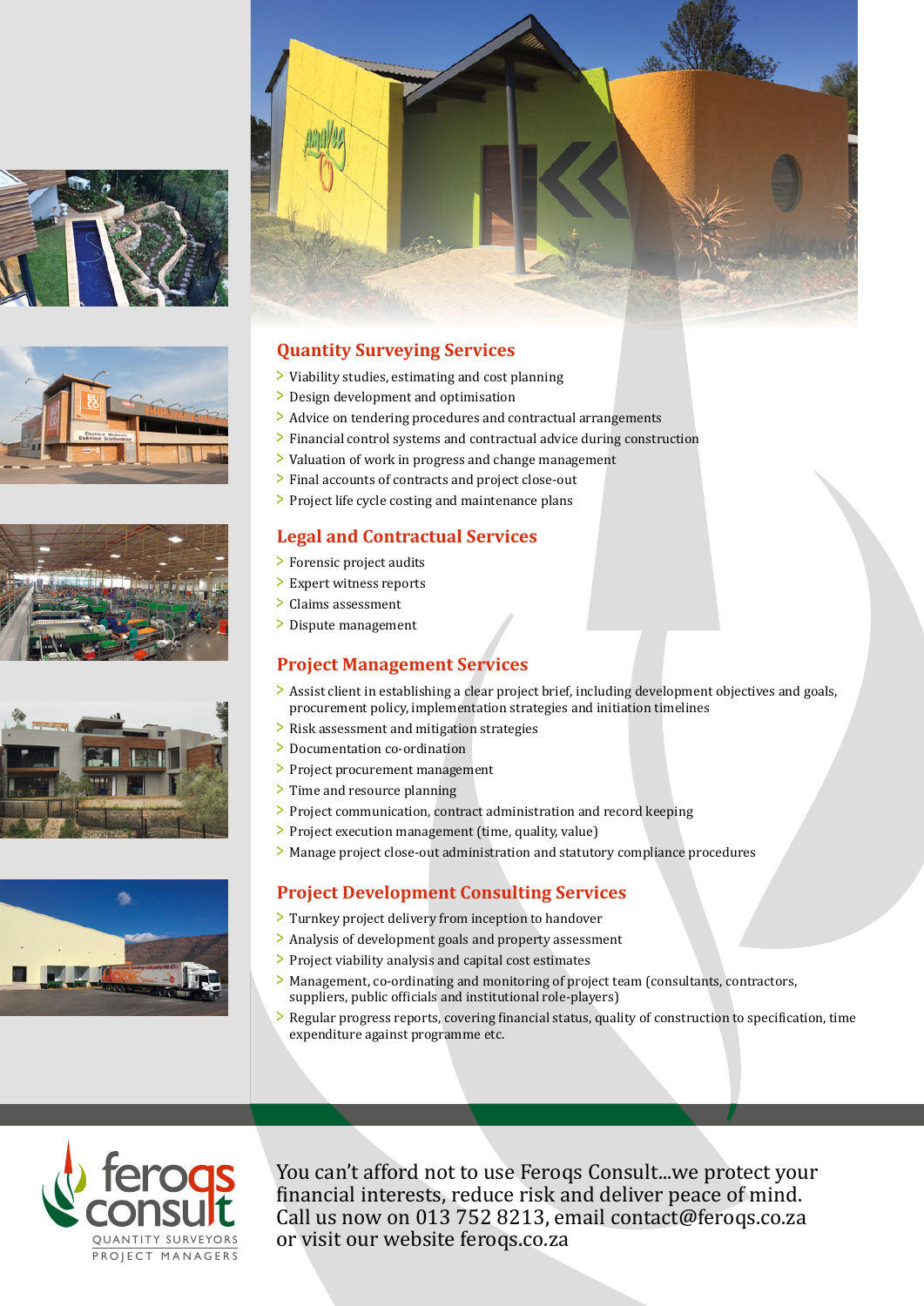## Quantity Surveying Services

- Viability studies, estimating and cost planning
- Design development and optimisation
- Advice on tendering procedures and contractual arrangements
- Financial control systems and contractual advice during construction
- Valuation of work in progress and change management
- Final accounts of contracts and project close-out
- Project life cycle costing and maintenance plans

## Legal and Contractual Services

- Forensic project audits
- Expert witness reports
- Claims assessment
- Dispute management

## Project Management Services

- Assist client in establishing a clear project brief, including development objectives and goals, procurement policy, implementation strategies and initiation timelines
- Risk assessment and mitigation strategies
- Documentation co-ordination
- Project procurement management
- Time and resource planning
- Project communication, contract administration and record keeping
- Project execution management (time, quality, value)
- Manage project close-out administration and statutory compliance procedures

## Project Development Consulting Services

- Turnkey project delivery from inception to handover
- Analysis of development goals and property assessment
- Project viability analysis and capital cost estimates
- Management, co-ordinating and monitoring of project team (consultants, contractors, suppliers, public officials and institutional role-players)
- Regular progress reports, covering financial status, quality of construction to specification, time expenditure against programme etc.

feroqs consult
QUANTITY SURVEYORS
PROJECT MANAGERS

You can't afford not to use Feroqs Consult...we protect your financial interests, reduce risk and deliver peace of mind. Call us now on 013 752 8213, email contact@feroqs.co.za or visit our website feroqs.co.za